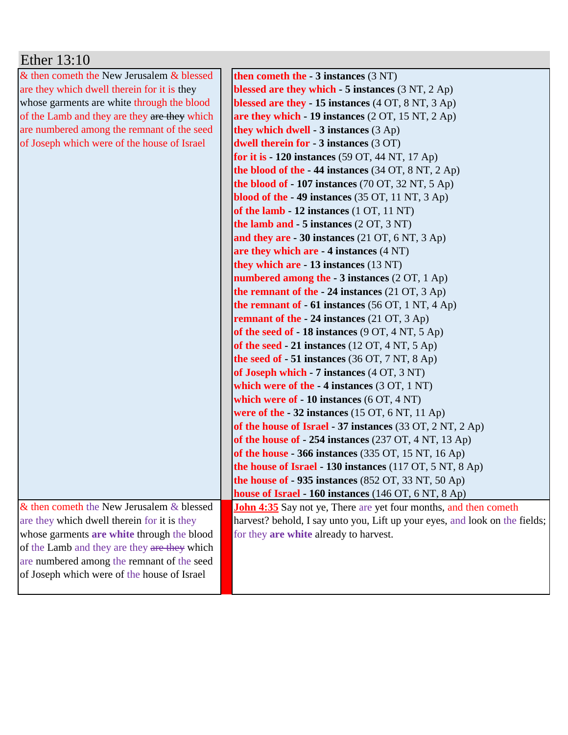# Ether 13:10

| & then cometh the New Jerusalem & blessed are they which dwell therein for it is they whose garments are white through the blood of the Lamb and they are they ~~are they~~ which are numbered among the remnant of the seed of Joseph which were of the house of Israel | **then cometh the - 3 instances** (3 NT)<br>**blessed are they which - 5 instances** (3 NT, 2 Ap)<br>**blessed are they - 15 instances** (4 OT, 8 NT, 3 Ap)<br>**are they which - 19 instances** (2 OT, 15 NT, 2 Ap)<br>**they which dwell - 3 instances** (3 Ap)<br>**dwell therein for - 3 instances** (3 OT)<br>**for it is - 120 instances** (59 OT, 44 NT, 17 Ap)<br>**the blood of the - 44 instances** (34 OT, 8 NT, 2 Ap)<br>**the blood of - 107 instances** (70 OT, 32 NT, 5 Ap)<br>**blood of the - 49 instances** (35 OT, 11 NT, 3 Ap)<br>**of the lamb - 12 instances** (1 OT, 11 NT)<br>**the lamb and - 5 instances** (2 OT, 3 NT)<br>**and they are - 30 instances** (21 OT, 6 NT, 3 Ap)<br>**are they which are - 4 instances** (4 NT)<br>**they which are - 13 instances** (13 NT)<br>**numbered among the - 3 instances** (2 OT, 1 Ap)<br>**the remnant of the - 24 instances** (21 OT, 3 Ap)<br>**the remnant of - 61 instances** (56 OT, 1 NT, 4 Ap)<br>**remnant of the - 24 instances** (21 OT, 3 Ap)<br>**of the seed of - 18 instances** (9 OT, 4 NT, 5 Ap)<br>**of the seed - 21 instances** (12 OT, 4 NT, 5 Ap)<br>**the seed of - 51 instances** (36 OT, 7 NT, 8 Ap)<br>**of Joseph which - 7 instances** (4 OT, 3 NT)<br>**which were of the - 4 instances** (3 OT, 1 NT)<br>**which were of - 10 instances** (6 OT, 4 NT)<br>**were of the - 32 instances** (15 OT, 6 NT, 11 Ap)<br>**of the house of Israel - 37 instances** (33 OT, 2 NT, 2 Ap)<br>**of the house of - 254 instances** (237 OT, 4 NT, 13 Ap)<br>**of the house - 366 instances** (335 OT, 15 NT, 16 Ap)<br>**the house of Israel - 130 instances** (117 OT, 5 NT, 8 Ap)<br>**the house of - 935 instances** (852 OT, 33 NT, 50 Ap)<br>**house of Israel - 160 instances** (146 OT, 6 NT, 8 Ap) |
|---|---|
| & then cometh the New Jerusalem & blessed are they which dwell therein for it is they whose garments **are white** through the blood of the Lamb and they are they ~~are they~~ which are numbered among the remnant of the seed of Joseph which were of the house of Israel | **John 4:35** Say not ye, There are yet four months, and then cometh harvest? behold, I say unto you, Lift up your eyes, and look on the fields; for they **are white** already to harvest. |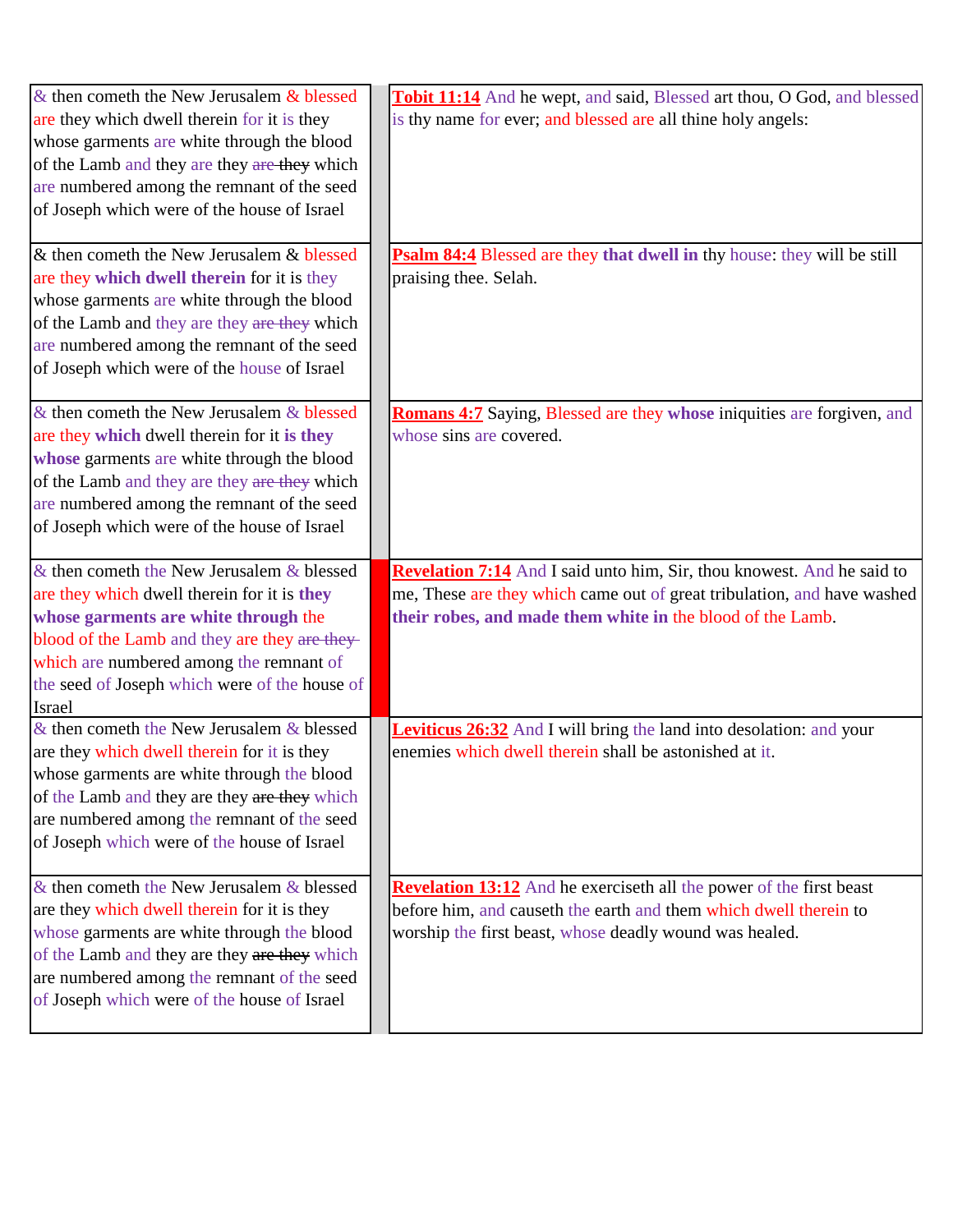| | | |
|---|---|---|
| & then cometh the New Jerusalem & blessed are they which dwell therein for it is they whose garments are white through the blood of the Lamb and they are they ~~are they~~ which are numbered among the remnant of the seed of Joseph which were of the house of Israel | | **Tobit 11:14** And he wept, and said, Blessed art thou, O God, and blessed is thy name for ever; and blessed are all thine holy angels: |
| & then cometh the New Jerusalem & blessed are they **which dwell therein** for it is they whose garments are white through the blood of the Lamb and they are they ~~are they~~ which are numbered among the remnant of the seed of Joseph which were of the house of Israel | | **Psalm 84:4** Blessed are they **that dwell in** thy house: they will be still praising thee. Selah. |
| & then cometh the New Jerusalem & blessed are they **which** dwell therein for it **is they whose** garments are white through the blood of the Lamb and they are they ~~are they~~ which are numbered among the remnant of the seed of Joseph which were of the house of Israel | | **Romans 4:7** Saying, Blessed are they **whose** iniquities are forgiven, and whose sins are covered. |
| & then cometh the New Jerusalem & blessed are they which dwell therein for it is **they whose garments are white through** the blood of the Lamb and they are they ~~are they~~ which are numbered among the remnant of the seed of Joseph which were of the house of Israel | | **Revelation 7:14** And I said unto him, Sir, thou knowest. And he said to me, These are they which came out of great tribulation, and have washed **their robes, and made them white in** the blood of the Lamb. |
| & then cometh the New Jerusalem & blessed are they which dwell therein for it is they whose garments are white through the blood of the Lamb and they are they ~~are they~~ which are numbered among the remnant of the seed of Joseph which were of the house of Israel | | **Leviticus 26:32** And I will bring the land into desolation: and your enemies which dwell therein shall be astonished at it. |
| & then cometh the New Jerusalem & blessed are they which dwell therein for it is they whose garments are white through the blood of the Lamb and they are they ~~are they~~ which are numbered among the remnant of the seed of Joseph which were of the house of Israel | | **Revelation 13:12** And he exerciseth all the power of the first beast before him, and causeth the earth and them which dwell therein to worship the first beast, whose deadly wound was healed. |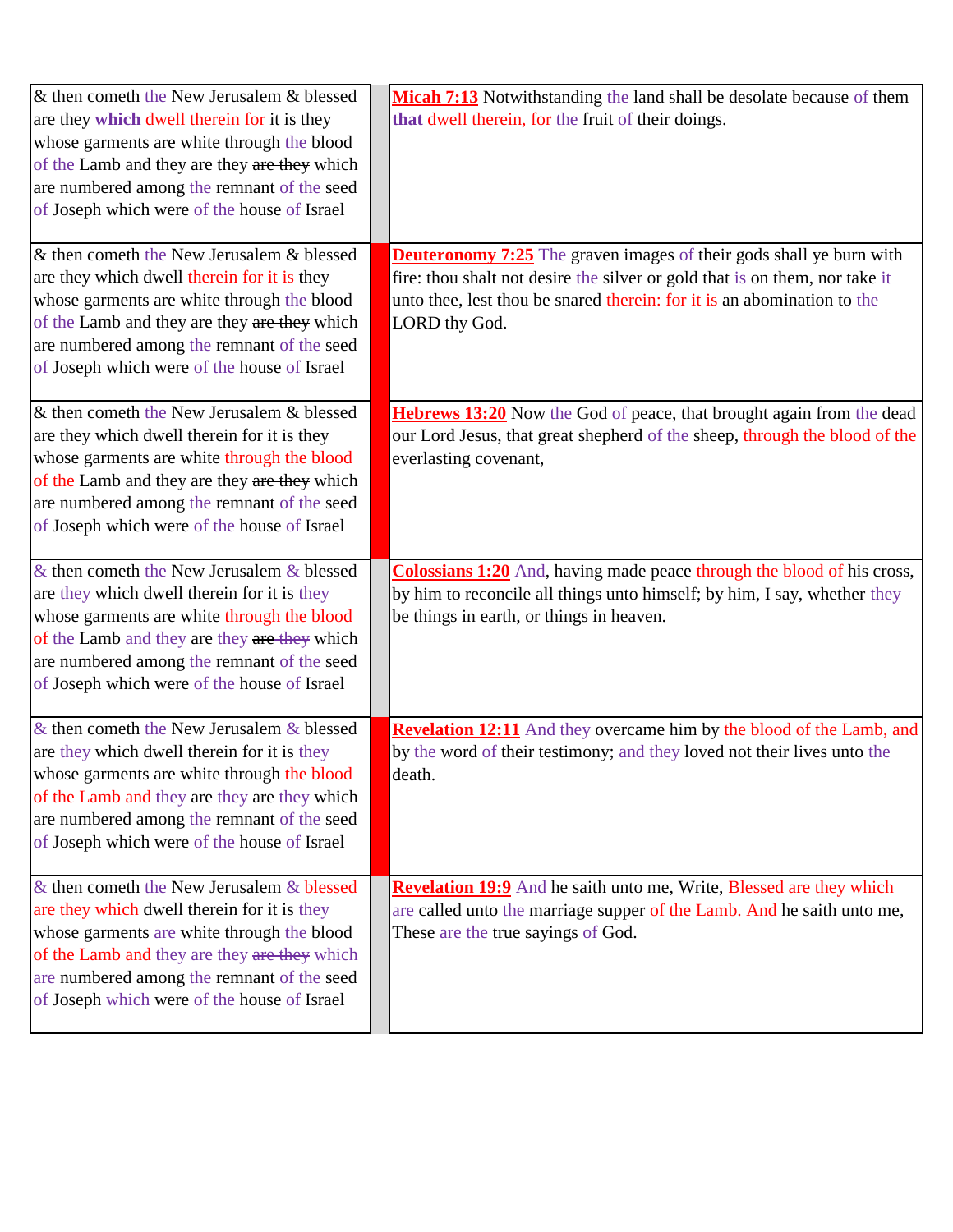| | | |
|---|---|---|
| & then cometh the New Jerusalem & blessed are they which dwell therein for it is they whose garments are white through the blood of the Lamb and they are they ~~are they~~ which are numbered among the remnant of the seed of Joseph which were of the house of Israel | | **Micah 7:13** Notwithstanding the land shall be desolate because of them that dwell therein, for the fruit of their doings. |
| & then cometh the New Jerusalem & blessed are they which dwell therein for it is they whose garments are white through the blood of the Lamb and they are they ~~are they~~ which are numbered among the remnant of the seed of Joseph which were of the house of Israel | | **Deuteronomy 7:25** The graven images of their gods shall ye burn with fire: thou shalt not desire the silver or gold that is on them, nor take it unto thee, lest thou be snared therein: for it is an abomination to the LORD thy God. |
| & then cometh the New Jerusalem & blessed are they which dwell therein for it is they whose garments are white through the blood of the Lamb and they are they ~~are they~~ which are numbered among the remnant of the seed of Joseph which were of the house of Israel | | **Hebrews 13:20** Now the God of peace, that brought again from the dead our Lord Jesus, that great shepherd of the sheep, through the blood of the everlasting covenant, |
| & then cometh the New Jerusalem & blessed are they which dwell therein for it is they whose garments are white through the blood of the Lamb and they are they ~~are they~~ which are numbered among the remnant of the seed of Joseph which were of the house of Israel | | **Colossians 1:20** And, having made peace through the blood of his cross, by him to reconcile all things unto himself; by him, I say, whether they be things in earth, or things in heaven. |
| & then cometh the New Jerusalem & blessed are they which dwell therein for it is they whose garments are white through the blood of the Lamb and they are they ~~are they~~ which are numbered among the remnant of the seed of Joseph which were of the house of Israel | | **Revelation 12:11** And they overcame him by the blood of the Lamb, and by the word of their testimony; and they loved not their lives unto the death. |
| & then cometh the New Jerusalem & blessed are they which dwell therein for it is they whose garments are white through the blood of the Lamb and they are they ~~are they~~ which are numbered among the remnant of the seed of Joseph which were of the house of Israel | | **Revelation 19:9** And he saith unto me, Write, Blessed are they which are called unto the marriage supper of the Lamb. And he saith unto me, These are the true sayings of God. |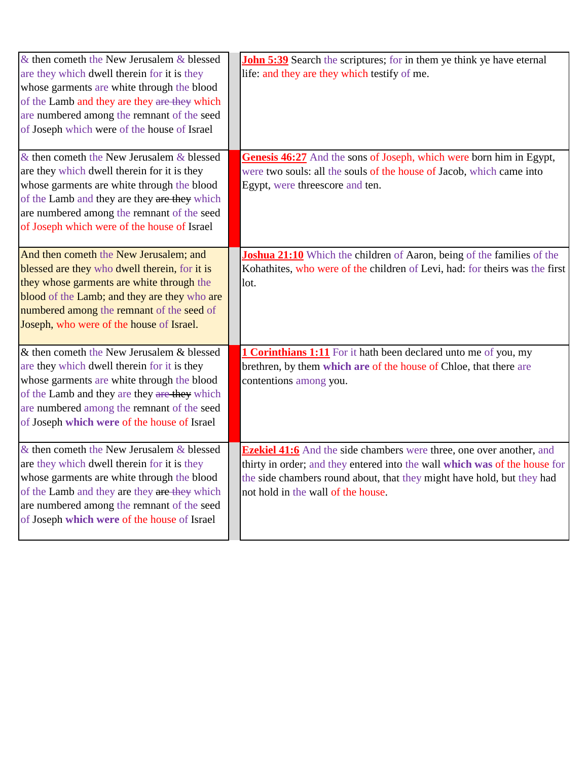| | | |
|---|---|---|
| & then cometh the New Jerusalem & blessed are they which dwell therein for it is they whose garments are white through the blood of the Lamb and they are they ~~are they~~ which are numbered among the remnant of the seed of Joseph which were of the house of Israel | | **John 5:39** Search the scriptures; for in them ye think ye have eternal life: and they are they which testify of me. |
| & then cometh the New Jerusalem & blessed are they which dwell therein for it is they whose garments are white through the blood of the Lamb and they are they ~~are they~~ which are numbered among the remnant of the seed of Joseph which were of the house of Israel | | **Genesis 46:27** And the sons of Joseph, which were born him in Egypt, were two souls: all the souls of the house of Jacob, which came into Egypt, were threescore and ten. |
| And then cometh the New Jerusalem; and blessed are they who dwell therein, for it is they whose garments are white through the blood of the Lamb; and they are they who are numbered among the remnant of the seed of Joseph, who were of the house of Israel. | | **Joshua 21:10** Which the children of Aaron, being of the families of the Kohathites, who were of the children of Levi, had: for theirs was the first lot. |
| & then cometh the New Jerusalem & blessed are they which dwell therein for it is they whose garments are white through the blood of the Lamb and they are they ~~are they~~ which are numbered among the remnant of the seed of Joseph **which were** of the house of Israel | | **1 Corinthians 1:11** For it hath been declared unto me of you, my brethren, by them **which are** of the house of Chloe, that there are contentions among you. |
| & then cometh the New Jerusalem & blessed are they which dwell therein for it is they whose garments are white through the blood of the Lamb and they are they ~~are they~~ which are numbered among the remnant of the seed of Joseph **which were** of the house of Israel | | **Ezekiel 41:6** And the side chambers were three, one over another, and thirty in order; and they entered into the wall **which was** of the house for the side chambers round about, that they might have hold, but they had not hold in the wall of the house. |